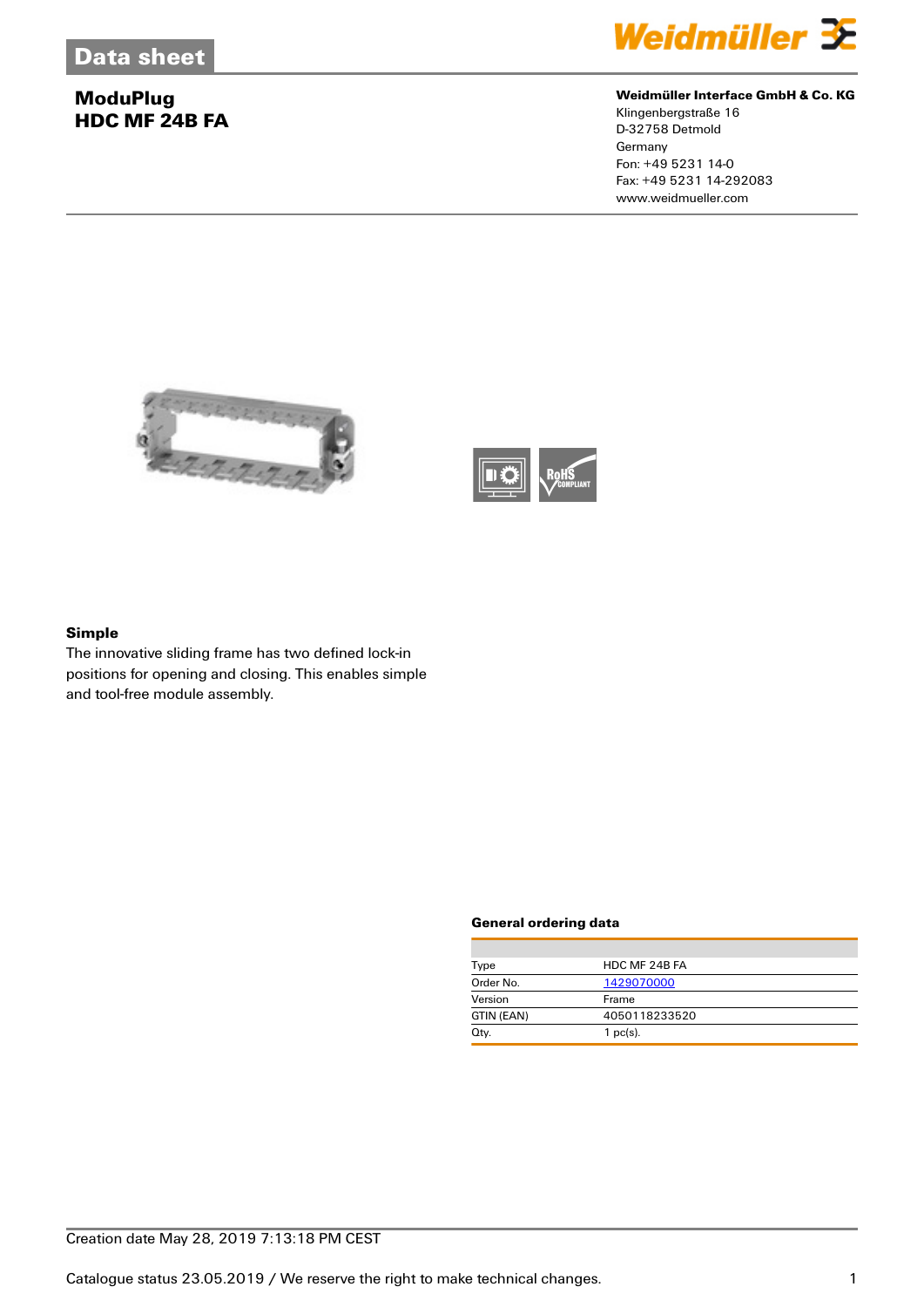# Data sheet

## ModuPlug
## HDC MF 24B FA

**Weidmüller Interface GmbH & Co. KG**
Klingenbergstraße 16
D-32758 Detmold
Germany
Fon: +49 5231 14-0
Fax: +49 5231 14-292083
www.weidmueller.com

### Simple

The innovative sliding frame has two defined lock-in positions for opening and closing. This enables simple and tool-free module assembly.

### General ordering data

| | |
|---|---|
| Type | HDC MF 24B FA |
| Order No. | 1429070000 |
| Version | Frame |
| GTIN (EAN) | 4050118233520 |
| Qty. | 1 pc(s). |

Creation date May 28, 2019 7:13:18 PM CEST

Catalogue status 23.05.2019 / We reserve the right to make technical changes.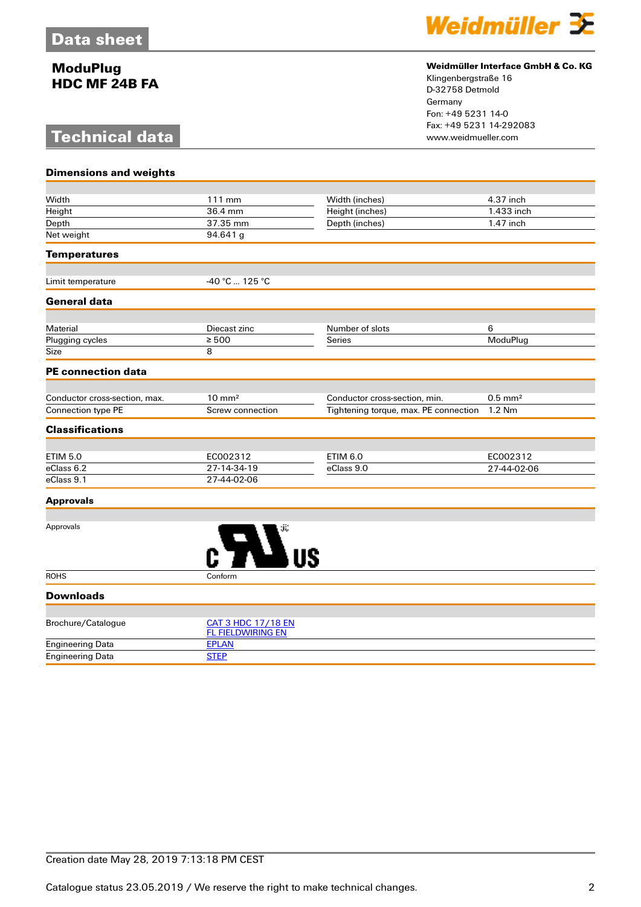# Data sheet

## ModuPlug HDC MF 24B FA

**Weidmüller Interface GmbH & Co. KG**
Klingenbergstraße 16
D-32758 Detmold
Germany
Fon: +49 5231 14-0
Fax: +49 5231 14-292083
www.weidmueller.com

# Technical data

### Dimensions and weights

| | | | |
|---|---|---|---|
| Width | 111 mm | Width (inches) | 4.37 inch |
| Height | 36.4 mm | Height (inches) | 1.433 inch |
| Depth | 37.35 mm | Depth (inches) | 1.47 inch |
| Net weight | 94.641 g | | |

### Temperatures

| | |
|---|---|
| Limit temperature | -40 °C ... 125 °C |

### General data

| | | | |
|---|---|---|---|
| Material | Diecast zinc | Number of slots | 6 |
| Plugging cycles | ≥ 500 | Series | ModuPlug |
| Size | 8 | | |

### PE connection data

| | | | |
|---|---|---|---|
| Conductor cross-section, max. | 10 mm² | Conductor cross-section, min. | 0.5 mm² |
| Connection type PE | Screw connection | Tightening torque, max. PE connection | 1.2 Nm |

### Classifications

| | | | |
|---|---|---|---|
| ETIM 5.0 | EC002312 | ETIM 6.0 | EC002312 |
| eClass 6.2 | 27-14-34-19 | eClass 9.0 | 27-44-02-06 |
| eClass 9.1 | 27-44-02-06 | | |

### Approvals

| | |
|---|---|
| Approvals | c UR us |
| ROHS | Conform |

### Downloads

| | |
|---|---|
| Brochure/Catalogue | CAT 3 HDC 17/18 EN<br>FL FIELDWIRING EN |
| Engineering Data | EPLAN |
| Engineering Data | STEP |

Creation date May 28, 2019 7:13:18 PM CEST

Catalogue status 23.05.2019 / We reserve the right to make technical changes.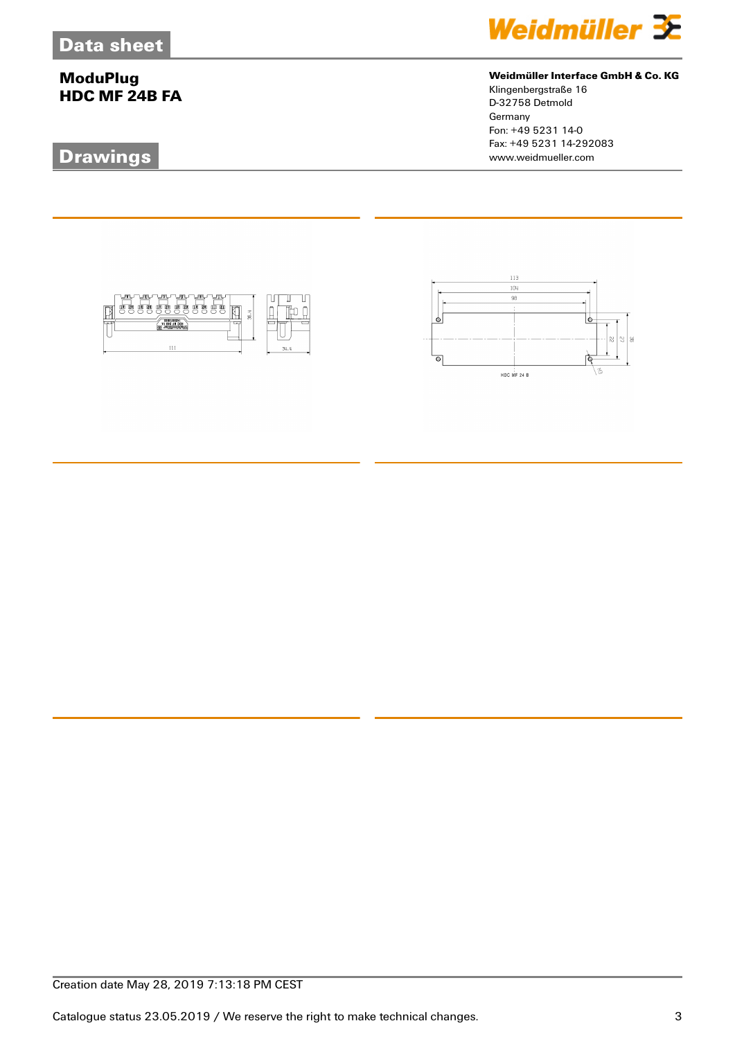# Data sheet

## ModuPlug
## HDC MF 24B FA

**Weidmüller Interface GmbH & Co. KG**
Klingenbergstraße 16
D-32758 Detmold
Germany
Fon: +49 5231 14-0
Fax: +49 5231 14-292083
www.weidmueller.com

## Drawings

111
36.4
34.4

113
104
98
22
27
36
HDC MF 24 B

Creation date May 28, 2019 7:13:18 PM CEST

Catalogue status 23.05.2019 / We reserve the right to make technical changes.